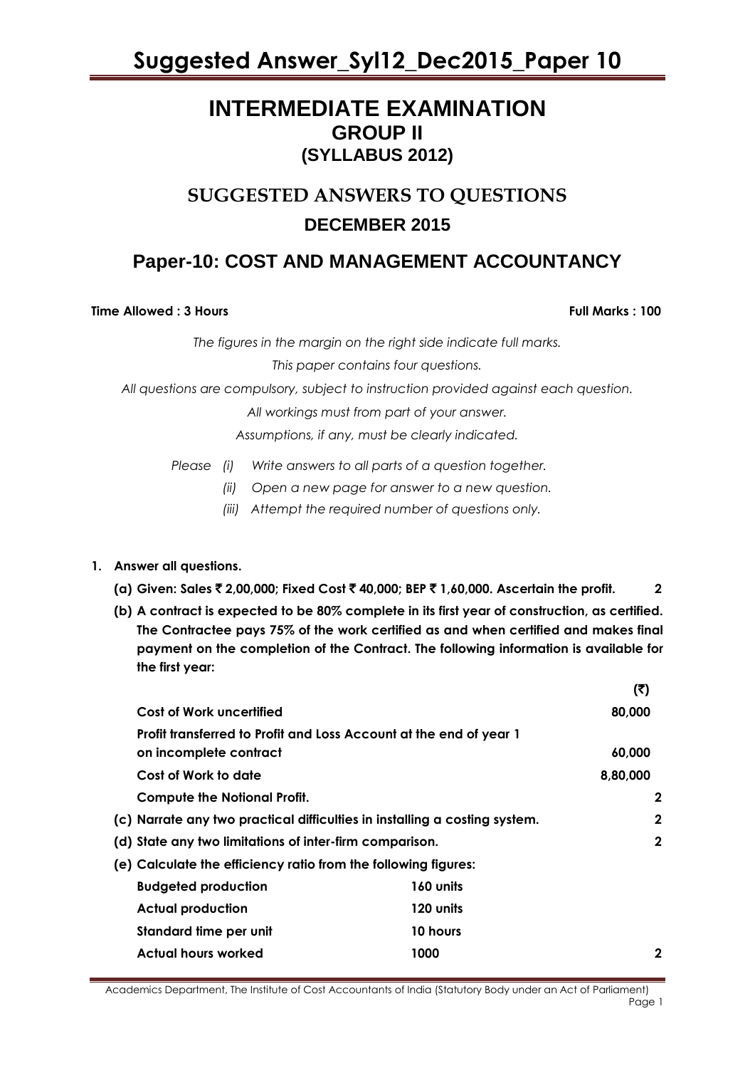# INTERMEDIATE EXAMINATION
## GROUP II
## (SYLLABUS 2012)

## SUGGESTED ANSWERS TO QUESTIONS
## DECEMBER 2015

## Paper-10: COST AND MANAGEMENT ACCOUNTANCY

**Time Allowed : 3 Hours** **Full Marks : 100**

*The figures in the margin on the right side indicate full marks.*

*This paper contains four questions.*

*All questions are compulsory, subject to instruction provided against each question.*

*All workings must from part of your answer.*

*Assumptions, if any, must be clearly indicated.*

*Please (i) Write answers to all parts of a question together.*

*(ii) Open a new page for answer to a new question.*

*(iii) Attempt the required number of questions only.*

**1. Answer all questions.**

**(a) Given: Sales ₹ 2,00,000; Fixed Cost ₹ 40,000; BEP ₹ 1,60,000. Ascertain the profit.** **2**

**(b) A contract is expected to be 80% complete in its first year of construction, as certified. The Contractee pays 75% of the work certified as and when certified and makes final payment on the completion of the Contract. The following information is available for the first year:**

| | **(₹)** |
|---|---|
| **Cost of Work uncertified** | **80,000** |
| **Profit transferred to Profit and Loss Account at the end of year 1 on incomplete contract** | **60,000** |
| **Cost of Work to date** | **8,80,000** |

**Compute the Notional Profit.** **2**

**(c) Narrate any two practical difficulties in installing a costing system.** **2**

**(d) State any two limitations of inter-firm comparison.** **2**

**(e) Calculate the efficiency ratio from the following figures:**

| | |
|---|---|
| **Budgeted production** | **160 units** |
| **Actual production** | **120 units** |
| **Standard time per unit** | **10 hours** |
| **Actual hours worked** | **1000** |

**2**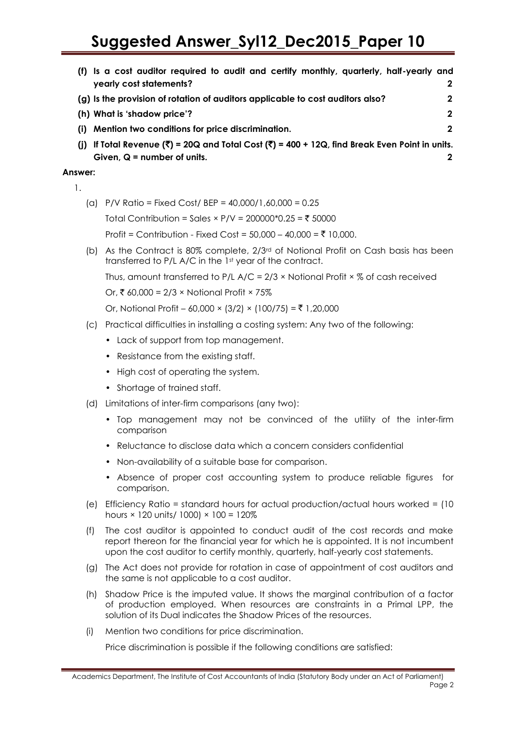**(f) Is a cost auditor required to audit and certify monthly, quarterly, half-yearly and yearly cost statements? 2**

**(g) Is the provision of rotation of auditors applicable to cost auditors also? 2**

**(h) What is 'shadow price'? 2**

**(i) Mention two conditions for price discrimination. 2**

**(j) If Total Revenue (₹) = 20Q and Total Cost (₹) = 400 + 12Q, find Break Even Point in units. Given, Q = number of units. 2**

**Answer:**

1.

(a) P/V Ratio = Fixed Cost/ BEP = 40,000/1,60,000 = 0.25

Total Contribution = Sales × P/V = 200000*0.25 = ₹ 50000

Profit = Contribution - Fixed Cost = 50,000 – 40,000 = ₹ 10,000.

(b) As the Contract is 80% complete, 2/3rd of Notional Profit on Cash basis has been transferred to P/L A/C in the 1st year of the contract.

Thus, amount transferred to P/L A/C = 2/3 × Notional Profit × % of cash received

Or, ₹ 60,000 = 2/3 × Notional Profit × 75%

Or, Notional Profit – 60,000 × (3/2) × (100/75) = ₹ 1,20,000

(c) Practical difficulties in installing a costing system: Any two of the following:

- Lack of support from top management.
- Resistance from the existing staff.
- High cost of operating the system.
- Shortage of trained staff.

(d) Limitations of inter-firm comparisons (any two):

- Top management may not be convinced of the utility of the inter-firm comparison
- Reluctance to disclose data which a concern considers confidential
- Non-availability of a suitable base for comparison.
- Absence of proper cost accounting system to produce reliable figures for comparison.

(e) Efficiency Ratio = standard hours for actual production/actual hours worked = (10 hours × 120 units/ 1000) × 100 = 120%

(f) The cost auditor is appointed to conduct audit of the cost records and make report thereon for the financial year for which he is appointed. It is not incumbent upon the cost auditor to certify monthly, quarterly, half-yearly cost statements.

(g) The Act does not provide for rotation in case of appointment of cost auditors and the same is not applicable to a cost auditor.

(h) Shadow Price is the imputed value. It shows the marginal contribution of a factor of production employed. When resources are constraints in a Primal LPP, the solution of its Dual indicates the Shadow Prices of the resources.

(i) Mention two conditions for price discrimination.

Price discrimination is possible if the following conditions are satisfied: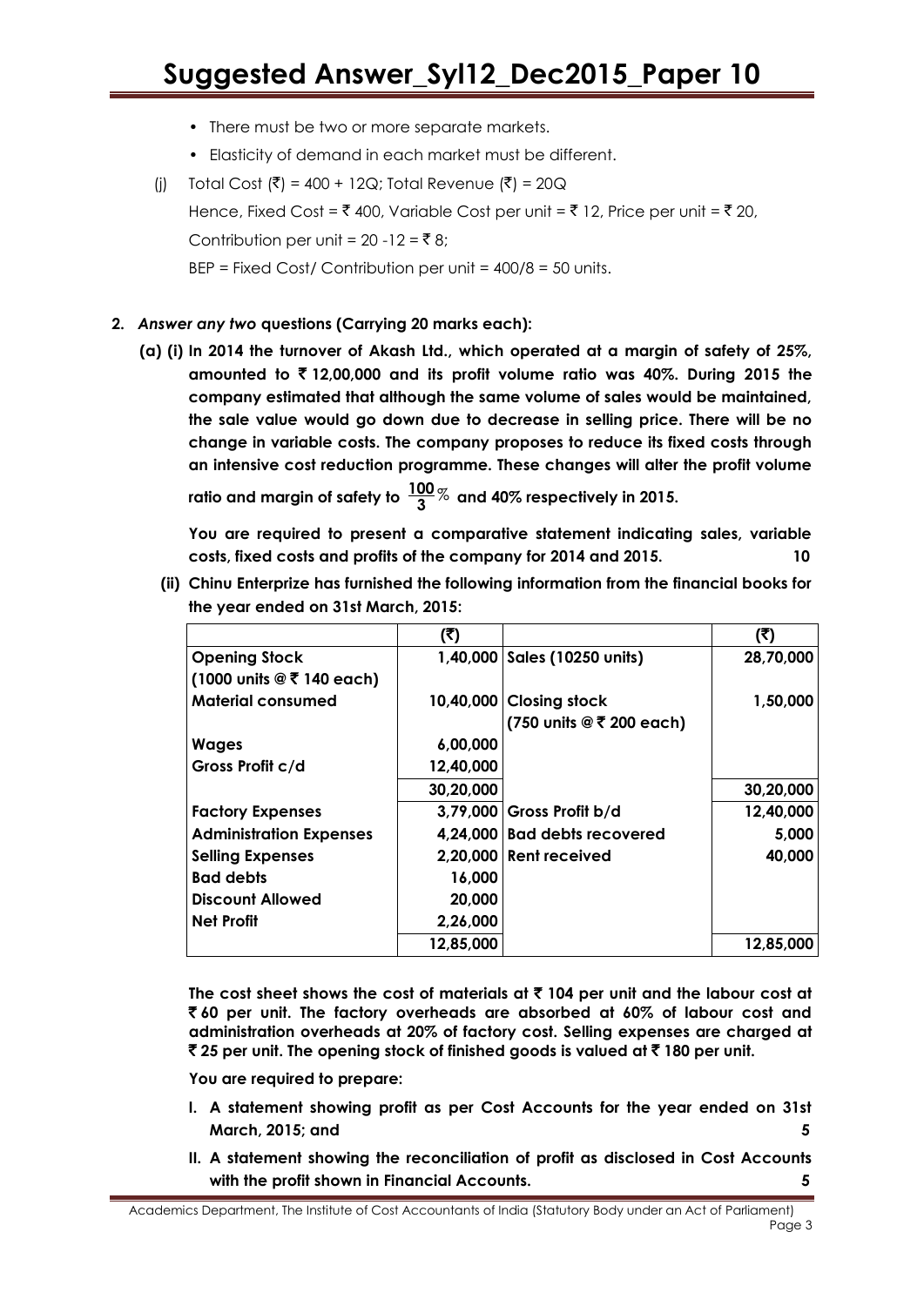- There must be two or more separate markets.
- Elasticity of demand in each market must be different.

(j) Total Cost (₹) = 400 + 12Q; Total Revenue (₹) = 20Q

Hence, Fixed Cost = ₹ 400, Variable Cost per unit = ₹ 12, Price per unit = ₹ 20,

Contribution per unit = 20 -12 = ₹ 8;

BEP = Fixed Cost/ Contribution per unit = 400/8 = 50 units.

**2. *Answer any two* questions (Carrying 20 marks each):**

**(a) (i) In 2014 the turnover of Akash Ltd., which operated at a margin of safety of 25%, amounted to ₹ 12,00,000 and its profit volume ratio was 40%. During 2015 the company estimated that although the same volume of sales would be maintained, the sale value would go down due to decrease in selling price. There will be no change in variable costs. The company proposes to reduce its fixed costs through an intensive cost reduction programme. These changes will alter the profit volume ratio and margin of safety to $\frac{100}{3}$% and 40% respectively in 2015.**

**You are required to present a comparative statement indicating sales, variable costs, fixed costs and profits of the company for 2014 and 2015. 10**

**(ii) Chinu Enterprize has furnished the following information from the financial books for the year ended on 31st March, 2015:**

| | (₹) | | (₹) |
|---|---|---|---|
| **Opening Stock (1000 units @ ₹ 140 each)** | **1,40,000** | **Sales (10250 units)** | **28,70,000** |
| **Material consumed** | **10,40,000** | **Closing stock (750 units @ ₹ 200 each)** | **1,50,000** |
| **Wages** | **6,00,000** | | |
| **Gross Profit c/d** | **12,40,000** | | |
| | **30,20,000** | | **30,20,000** |
| **Factory Expenses** | **3,79,000** | **Gross Profit b/d** | **12,40,000** |
| **Administration Expenses** | **4,24,000** | **Bad debts recovered** | **5,000** |
| **Selling Expenses** | **2,20,000** | **Rent received** | **40,000** |
| **Bad debts** | **16,000** | | |
| **Discount Allowed** | **20,000** | | |
| **Net Profit** | **2,26,000** | | |
| | **12,85,000** | | **12,85,000** |

**The cost sheet shows the cost of materials at ₹ 104 per unit and the labour cost at ₹ 60 per unit. The factory overheads are absorbed at 60% of labour cost and administration overheads at 20% of factory cost. Selling expenses are charged at ₹ 25 per unit. The opening stock of finished goods is valued at ₹ 180 per unit.**

**You are required to prepare:**

**I. A statement showing profit as per Cost Accounts for the year ended on 31st March, 2015; and 5**

**II. A statement showing the reconciliation of profit as disclosed in Cost Accounts with the profit shown in Financial Accounts. 5**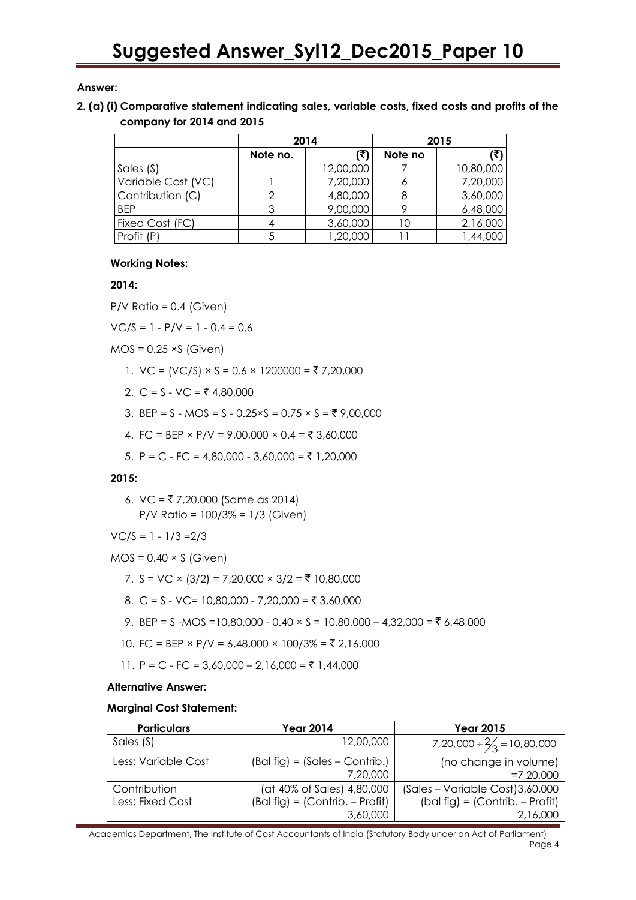**Answer:**

**2. (a) (i) Comparative statement indicating sales, variable costs, fixed costs and profits of the company for 2014 and 2015**

| | 2014 | | 2015 | |
|---|---|---|---|---|
| | Note no. | (₹) | Note no | (₹) |
| Sales (S) | | 12,00,000 | 7 | 10,80,000 |
| Variable Cost (VC) | 1 | 7,20,000 | 6 | 7,20,000 |
| Contribution (C) | 2 | 4,80,000 | 8 | 3,60,000 |
| BEP | 3 | 9,00,000 | 9 | 6,48,000 |
| Fixed Cost (FC) | 4 | 3,60,000 | 10 | 2,16,000 |
| Profit (P) | 5 | 1,20,000 | 11 | 1,44,000 |

**Working Notes:**

**2014:**

P/V Ratio = 0.4 (Given)

VC/S = 1 - P/V = 1 - 0.4 = 0.6

MOS = 0.25 ×S (Given)

1. VC = (VC/S) × S = 0.6 × 1200000 = ₹ 7,20,000
2. C = S - VC = ₹ 4,80,000
3. BEP = S - MOS = S - 0.25×S = 0.75 × S = ₹ 9,00,000
4. FC = BEP × P/V = 9,00,000 × 0.4 = ₹ 3,60,000
5. P = C - FC = 4,80,000 - 3,60,000 = ₹ 1,20,000

**2015:**

6. VC = ₹ 7,20,000 (Same as 2014)
   P/V Ratio = 100/3% = 1/3 (Given)

VC/S = 1 - 1/3 =2/3

MOS = 0.40 × S (Given)

7. S = VC × (3/2) = 7,20,000 × 3/2 = ₹ 10,80,000
8. C = S - VC= 10,80,000 - 7,20,000 = ₹ 3,60,000
9. BEP = S -MOS =10,80,000 - 0.40 × S = 10,80,000 – 4,32,000 = ₹ 6,48,000
10. FC = BEP × P/V = 6,48,000 × 100/3% = ₹ 2,16,000
11. P = C - FC = 3,60,000 – 2,16,000 = ₹ 1,44,000

**Alternative Answer:**

**Marginal Cost Statement:**

| Particulars | Year 2014 | Year 2015 |
|---|---|---|
| Sales (S) | 12,00,000 | $7,20,000 \div \frac{2}{3} = 10,80,000$ |
| Less: Variable Cost | (Bal fig) = (Sales – Contrib.) 7,20,000 | (no change in volume) =7,20,000 |
| Contribution<br>Less: Fixed Cost | (at 40% of Sales) 4,80,000<br>(Bal fig) = (Contrib. – Profit) 3,60,000 | (Sales – Variable Cost)3,60,000<br>(bal fig) = (Contrib. – Profit) 2,16,000 |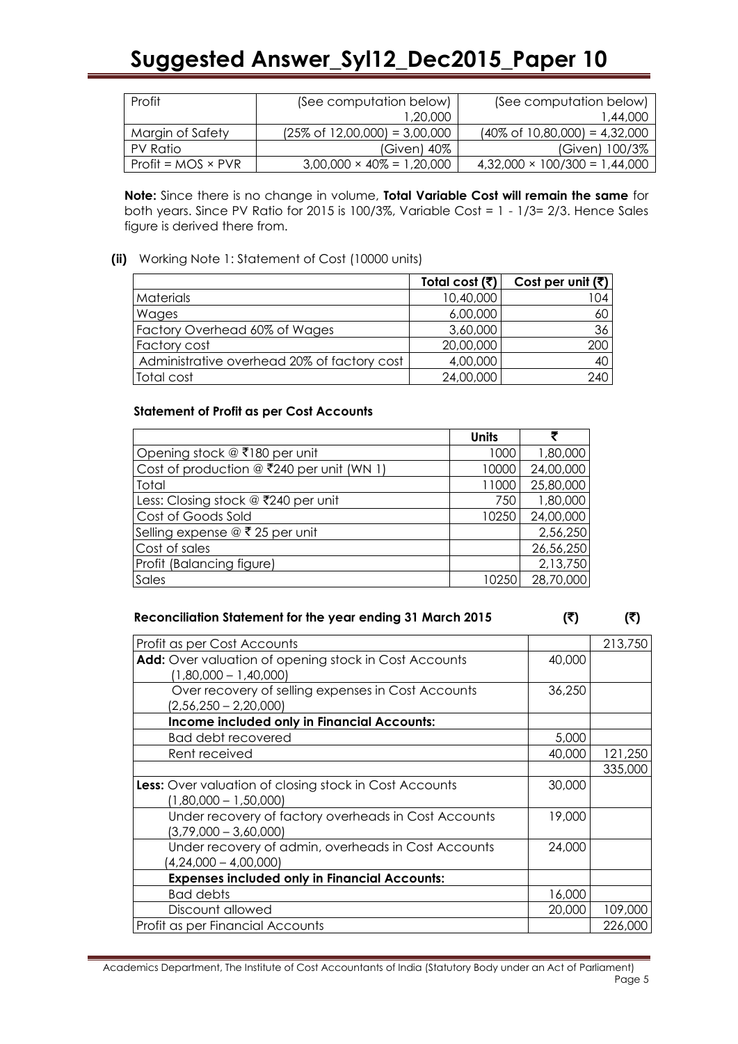| Profit | (See computation below) 1,20,000 | (See computation below) 1,44,000 |
|---|---|---|
| Margin of Safety | (25% of 12,00,000) = 3,00,000 | (40% of 10,80,000) = 4,32,000 |
| PV Ratio | (Given) 40% | (Given) 100/3% |
| Profit = MOS × PVR | 3,00,000 × 40% = 1,20,000 | 4,32,000 × 100/300 = 1,44,000 |

**Note:** Since there is no change in volume, **Total Variable Cost will remain the same** for both years. Since PV Ratio for 2015 is 100/3%, Variable Cost = 1 - 1/3= 2/3. Hence Sales figure is derived there from.

**(ii)** Working Note 1: Statement of Cost (10000 units)

| | Total cost (₹) | Cost per unit (₹) |
|---|---|---|
| Materials | 10,40,000 | 104 |
| Wages | 6,00,000 | 60 |
| Factory Overhead 60% of Wages | 3,60,000 | 36 |
| Factory cost | 20,00,000 | 200 |
| Administrative overhead 20% of factory cost | 4,00,000 | 40 |
| Total cost | 24,00,000 | 240 |

**Statement of Profit as per Cost Accounts**

| | Units | ₹ |
|---|---|---|
| Opening stock @ ₹180 per unit | 1000 | 1,80,000 |
| Cost of production @ ₹240 per unit (WN 1) | 10000 | 24,00,000 |
| Total | 11000 | 25,80,000 |
| Less: Closing stock @ ₹240 per unit | 750 | 1,80,000 |
| Cost of Goods Sold | 10250 | 24,00,000 |
| Selling expense @ ₹ 25 per unit | | 2,56,250 |
| Cost of sales | | 26,56,250 |
| Profit (Balancing figure) | | 2,13,750 |
| Sales | 10250 | 28,70,000 |

**Reconciliation Statement for the year ending 31 March 2015**

| | (₹) | (₹) |
|---|---|---|
| Profit as per Cost Accounts | | 213,750 |
| **Add:** Over valuation of opening stock in Cost Accounts (1,80,000 – 1,40,000) | 40,000 | |
| Over recovery of selling expenses in Cost Accounts (2,56,250 – 2,20,000) | 36,250 | |
| **Income included only in Financial Accounts:** | | |
| Bad debt recovered | 5,000 | |
| Rent received | 40,000 | 121,250 |
| | | 335,000 |
| **Less:** Over valuation of closing stock in Cost Accounts (1,80,000 – 1,50,000) | 30,000 | |
| Under recovery of factory overheads in Cost Accounts (3,79,000 – 3,60,000) | 19,000 | |
| Under recovery of admin, overheads in Cost Accounts (4,24,000 – 4,00,000) | 24,000 | |
| **Expenses included only in Financial Accounts:** | | |
| Bad debts | 16,000 | |
| Discount allowed | 20,000 | 109,000 |
| Profit as per Financial Accounts | | 226,000 |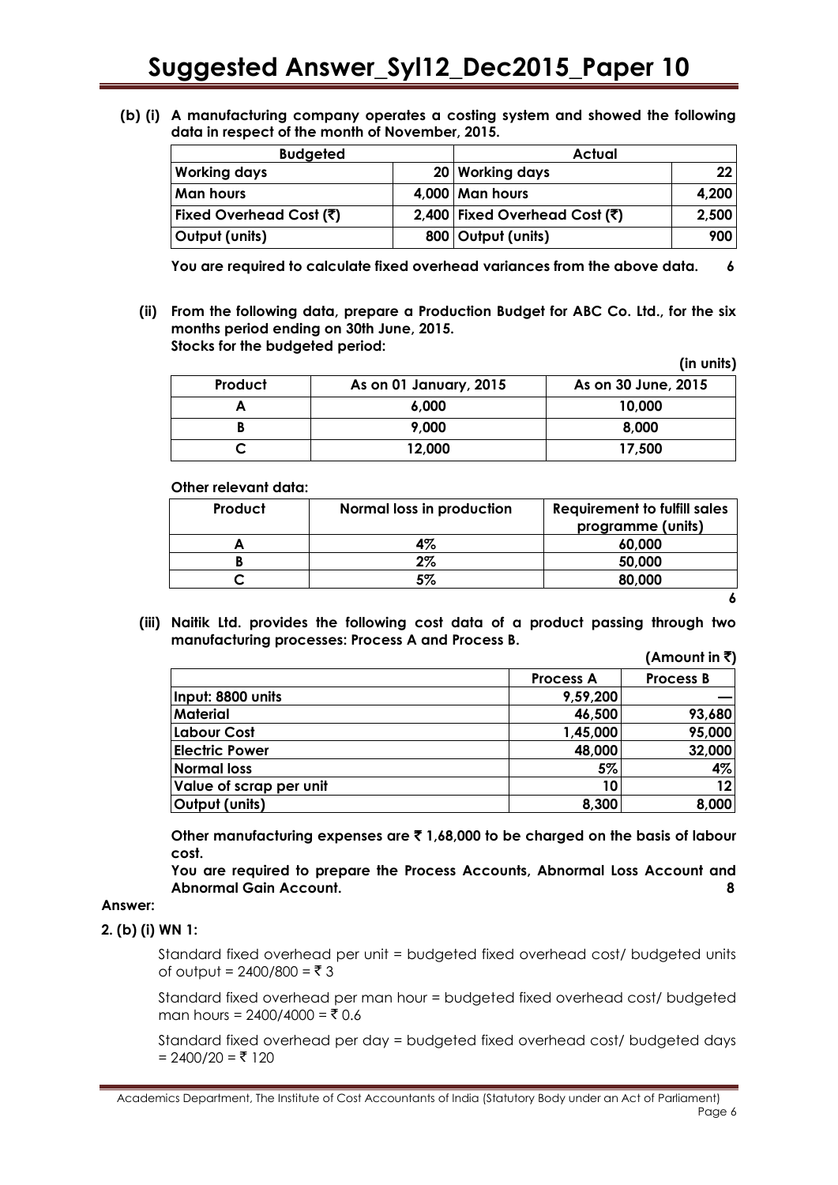**(b) (i) A manufacturing company operates a costing system and showed the following data in respect of the month of November, 2015.**

| Budgeted | | Actual | |
|---|---|---|---|
| **Working days** | 20 | **Working days** | 22 |
| **Man hours** | 4,000 | **Man hours** | 4,200 |
| **Fixed Overhead Cost (₹)** | 2,400 | **Fixed Overhead Cost (₹)** | 2,500 |
| **Output (units)** | 800 | **Output (units)** | 900 |

**You are required to calculate fixed overhead variances from the above data. 6**

**(ii) From the following data, prepare a Production Budget for ABC Co. Ltd., for the six months period ending on 30th June, 2015.**
**Stocks for the budgeted period:**

**(in units)**

| Product | As on 01 January, 2015 | As on 30 June, 2015 |
|---|---|---|
| A | 6,000 | 10,000 |
| B | 9,000 | 8,000 |
| C | 12,000 | 17,500 |

**Other relevant data:**

| Product | Normal loss in production | Requirement to fulfill sales programme (units) |
|---|---|---|
| A | 4% | 60,000 |
| B | 2% | 50,000 |
| C | 5% | 80,000 |

**6**

**(iii) Naitik Ltd. provides the following cost data of a product passing through two manufacturing processes: Process A and Process B.**

**(Amount in ₹)**

| | Process A | Process B |
|---|---|---|
| Input: 8800 units | 9,59,200 | — |
| Material | 46,500 | 93,680 |
| Labour Cost | 1,45,000 | 95,000 |
| Electric Power | 48,000 | 32,000 |
| Normal loss | 5% | 4% |
| Value of scrap per unit | 10 | 12 |
| Output (units) | 8,300 | 8,000 |

**Other manufacturing expenses are ₹ 1,68,000 to be charged on the basis of labour cost.**

**You are required to prepare the Process Accounts, Abnormal Loss Account and Abnormal Gain Account. 8**

**Answer:**

**2. (b) (i) WN 1:**

Standard fixed overhead per unit = budgeted fixed overhead cost/ budgeted units of output = 2400/800 = ₹ 3

Standard fixed overhead per man hour = budgeted fixed overhead cost/ budgeted man hours = 2400/4000 = ₹ 0.6

Standard fixed overhead per day = budgeted fixed overhead cost/ budgeted days = 2400/20 = ₹ 120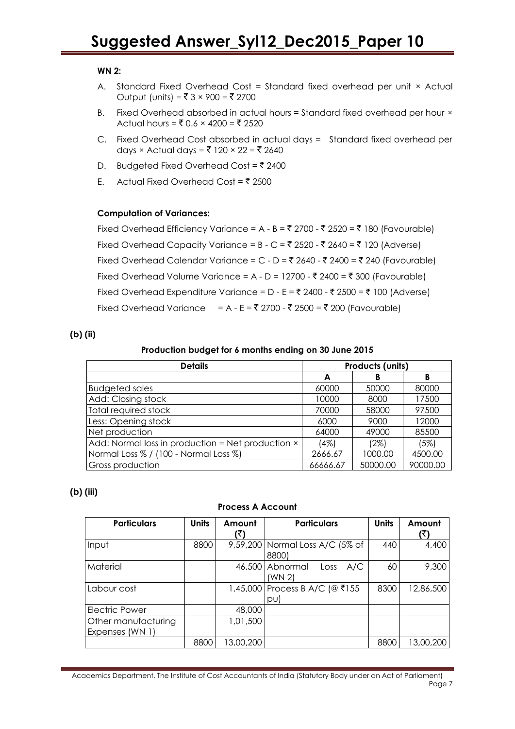**WN 2:**

A. Standard Fixed Overhead Cost = Standard fixed overhead per unit × Actual Output (units) = ₹ 3 × 900 = ₹ 2700

B. Fixed Overhead absorbed in actual hours = Standard fixed overhead per hour × Actual hours = ₹ 0.6 × 4200 = ₹ 2520

C. Fixed Overhead Cost absorbed in actual days = Standard fixed overhead per days × Actual days = ₹ 120 × 22 = ₹ 2640

D. Budgeted Fixed Overhead Cost = ₹ 2400

E. Actual Fixed Overhead Cost = ₹ 2500

**Computation of Variances:**

Fixed Overhead Efficiency Variance = A - B = ₹ 2700 - ₹ 2520 = ₹ 180 (Favourable)

Fixed Overhead Capacity Variance = B - C = ₹ 2520 - ₹ 2640 = ₹ 120 (Adverse)

Fixed Overhead Calendar Variance = C - D = ₹ 2640 - ₹ 2400 = ₹ 240 (Favourable)

Fixed Overhead Volume Variance = A - D = 12700 - ₹ 2400 = ₹ 300 (Favourable)

Fixed Overhead Expenditure Variance = D - E = ₹ 2400 - ₹ 2500 = ₹ 100 (Adverse)

Fixed Overhead Variance = A - E = ₹ 2700 - ₹ 2500 = ₹ 200 (Favourable)

**(b) (ii)**

**Production budget for 6 months ending on 30 June 2015**

| Details | Products (units) | | |
|---|---|---|---|
| | A | B | B |
| Budgeted sales | 60000 | 50000 | 80000 |
| Add: Closing stock | 10000 | 8000 | 17500 |
| Total required stock | 70000 | 58000 | 97500 |
| Less: Opening stock | 6000 | 9000 | 12000 |
| Net production | 64000 | 49000 | 85500 |
| Add: Normal loss in production = Net production × Normal Loss % / (100 - Normal Loss %) | (4%) 2666.67 | (2%) 1000.00 | (5%) 4500.00 |
| Gross production | 66666.67 | 50000.00 | 90000.00 |

**(b) (iii)**

**Process A Account**

| Particulars | Units | Amount (₹) | Particulars | Units | Amount (₹) |
|---|---|---|---|---|---|
| Input | 8800 | 9,59,200 | Normal Loss A/C (5% of 8800) | 440 | 4,400 |
| Material | | 46,500 | Abnormal Loss A/C (WN 2) | 60 | 9,300 |
| Labour cost | | 1,45,000 | Process B A/C (@ ₹155 pu) | 8300 | 12,86,500 |
| Electric Power | | 48,000 | | | |
| Other manufacturing Expenses (WN 1) | | 1,01,500 | | | |
| | 8800 | 13,00,200 | | 8800 | 13,00,200 |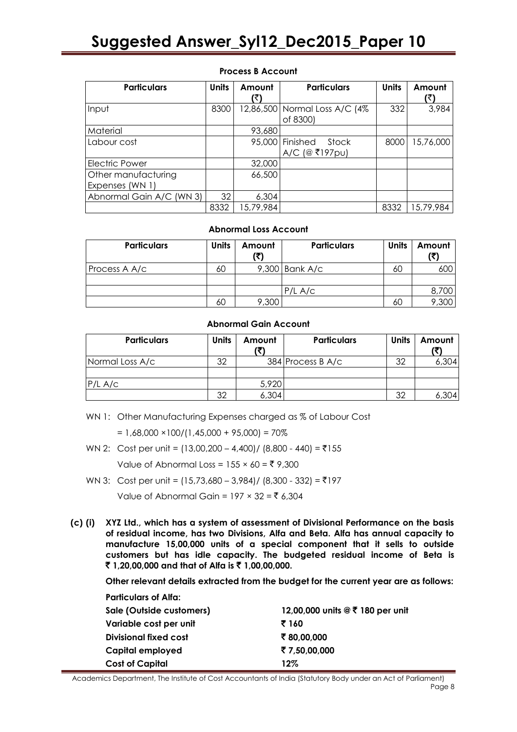**Process B Account**

| Particulars | Units | Amount (₹) | Particulars | Units | Amount (₹) |
|---|---|---|---|---|---|
| Input | 8300 | 12,86,500 | Normal Loss A/C (4% of 8300) | 332 | 3,984 |
| Material | | 93,680 | | | |
| Labour cost | | 95,000 | Finished Stock A/C (@ ₹197pu) | 8000 | 15,76,000 |
| Electric Power | | 32,000 | | | |
| Other manufacturing Expenses (WN 1) | | 66,500 | | | |
| Abnormal Gain A/C (WN 3) | 32 | 6,304 | | | |
| | 8332 | 15,79,984 | | 8332 | 15,79,984 |

**Abnormal Loss Account**

| Particulars | Units | Amount (₹) | Particulars | Units | Amount (₹) |
|---|---|---|---|---|---|
| Process A A/c | 60 | 9,300 | Bank A/c | 60 | 600 |
| | | | | | |
| | | | P/L A/c | | 8,700 |
| | 60 | 9,300 | | 60 | 9,300 |

**Abnormal Gain Account**

| Particulars | Units | Amount (₹) | Particulars | Units | Amount (₹) |
|---|---|---|---|---|---|
| Normal Loss A/c | 32 | 384 | Process B A/c | 32 | 6,304 |
| | | | | | |
| P/L A/c | | 5,920 | | | |
| | 32 | 6,304 | | 32 | 6,304 |

WN 1: Other Manufacturing Expenses charged as % of Labour Cost

$= 1,68,000 \times 100/(1,45,000 + 95,000) = 70\%$

WN 2: Cost per unit = (13,00,200 – 4,400)/ (8,800 - 440) = ₹155

Value of Abnormal Loss = 155 × 60 = ₹ 9,300

WN 3: Cost per unit = (15,73,680 – 3,984)/ (8,300 - 332) = ₹197

Value of Abnormal Gain = 197 × 32 = ₹ 6,304

**(c) (i) XYZ Ltd., which has a system of assessment of Divisional Performance on the basis of residual income, has two Divisions, Alfa and Beta. Alfa has annual capacity to manufacture 15,00,000 units of a special component that it sells to outside customers but has idle capacity. The budgeted residual income of Beta is ₹ 1,20,00,000 and that of Alfa is ₹ 1,00,00,000.**

**Other relevant details extracted from the budget for the current year are as follows:**

**Particulars of Alfa:**

| | |
|---|---|
| **Sale (Outside customers)** | **12,00,000 units @ ₹ 180 per unit** |
| **Variable cost per unit** | **₹ 160** |
| **Divisional fixed cost** | **₹ 80,00,000** |
| **Capital employed** | **₹ 7,50,00,000** |
| **Cost of Capital** | **12%** |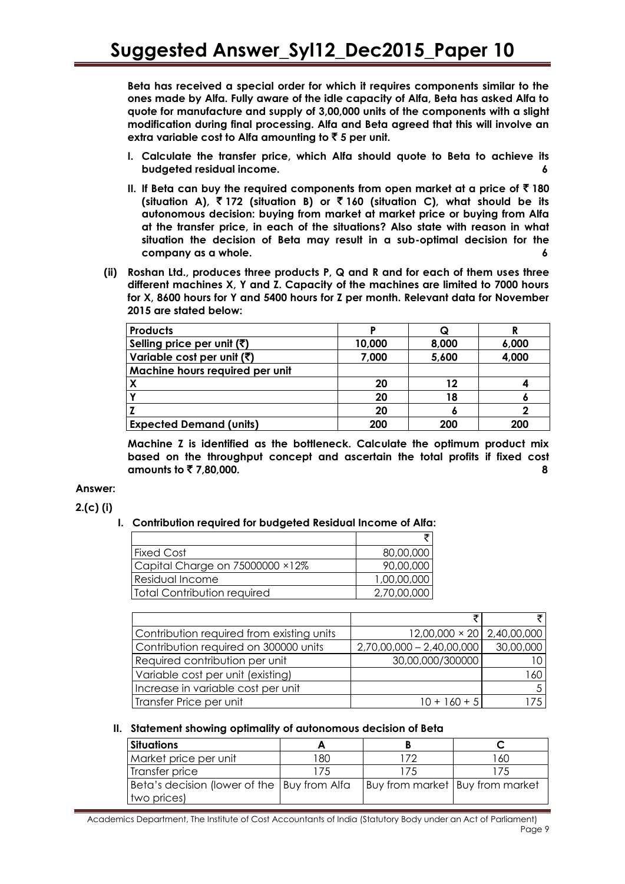**Beta has received a special order for which it requires components similar to the ones made by Alfa. Fully aware of the idle capacity of Alfa, Beta has asked Alfa to quote for manufacture and supply of 3,00,000 units of the components with a slight modification during final processing. Alfa and Beta agreed that this will involve an extra variable cost to Alfa amounting to ₹ 5 per unit.**

**I. Calculate the transfer price, which Alfa should quote to Beta to achieve its budgeted residual income. 6**

**II. If Beta can buy the required components from open market at a price of ₹ 180 (situation A), ₹ 172 (situation B) or ₹ 160 (situation C), what should be its autonomous decision: buying from market at market price or buying from Alfa at the transfer price, in each of the situations? Also state with reason in what situation the decision of Beta may result in a sub-optimal decision for the company as a whole. 6**

**(ii) Roshan Ltd., produces three products P, Q and R and for each of them uses three different machines X, Y and Z. Capacity of the machines are limited to 7000 hours for X, 8600 hours for Y and 5400 hours for Z per month. Relevant data for November 2015 are stated below:**

| Products | P | Q | R |
|---|---|---|---|
| Selling price per unit (₹) | 10,000 | 8,000 | 6,000 |
| Variable cost per unit (₹) | 7,000 | 5,600 | 4,000 |
| Machine hours required per unit | | | |
| X | 20 | 12 | 4 |
| Y | 20 | 18 | 6 |
| Z | 20 | 6 | 2 |
| Expected Demand (units) | 200 | 200 | 200 |

**Machine Z is identified as the bottleneck. Calculate the optimum product mix based on the throughput concept and ascertain the total profits if fixed cost amounts to ₹ 7,80,000. 8**

**Answer:**

**2.(c) (i)**

**I. Contribution required for budgeted Residual Income of Alfa:**

| | ₹ |
|---|---|
| Fixed Cost | 80,00,000 |
| Capital Charge on 75000000 ×12% | 90,00,000 |
| Residual Income | 1,00,00,000 |
| Total Contribution required | 2,70,00,000 |

| | ₹ | ₹ |
|---|---|---|
| Contribution required from existing units | 12,00,000 × 20 | 2,40,00,000 |
| Contribution required on 300000 units | 2,70,00,000 – 2,40,00,000 | 30,00,000 |
| Required contribution per unit | 30,00,000/300000 | 10 |
| Variable cost per unit (existing) | | 160 |
| Increase in variable cost per unit | | 5 |
| Transfer Price per unit | 10 + 160 + 5 | 175 |

**II. Statement showing optimality of autonomous decision of Beta**

| Situations | A | B | C |
|---|---|---|---|
| Market price per unit | 180 | 172 | 160 |
| Transfer price | 175 | 175 | 175 |
| Beta's decision (lower of the two prices) | Buy from Alfa | Buy from market | Buy from market |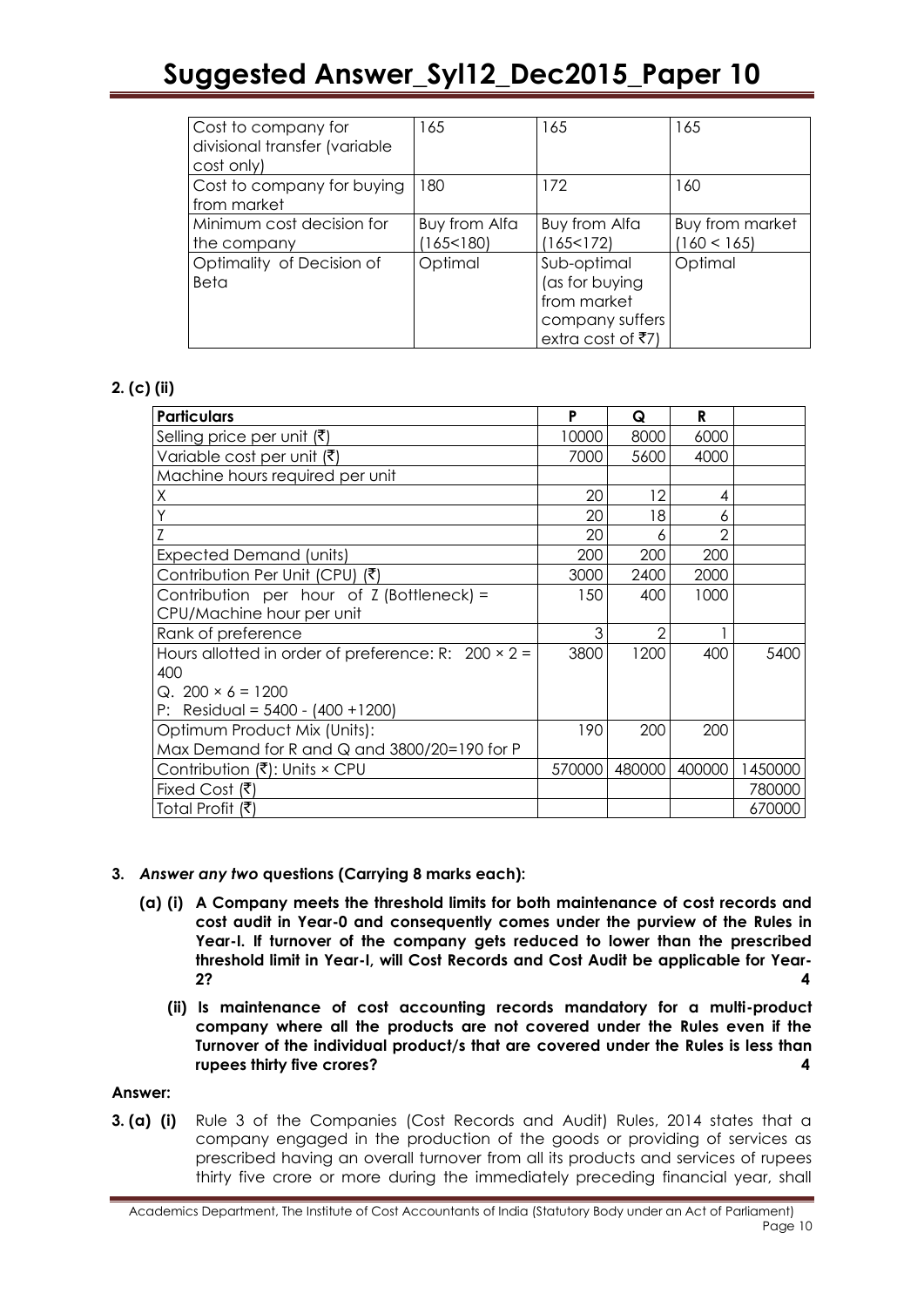| Cost to company for divisional transfer (variable cost only) | 165 | 165 | 165 |
|---|---|---|---|
| Cost to company for buying from market | 180 | 172 | 160 |
| Minimum cost decision for the company | Buy from Alfa (165<180) | Buy from Alfa (165<172) | Buy from market (160 < 165) |
| Optimality of Decision of Beta | Optimal | Sub-optimal (as for buying from market company suffers extra cost of ₹7) | Optimal |

**2. (c) (ii)**

| Particulars | P | Q | R | |
|---|---|---|---|---|
| Selling price per unit (₹) | 10000 | 8000 | 6000 | |
| Variable cost per unit (₹) | 7000 | 5600 | 4000 | |
| Machine hours required per unit | | | | |
| X | 20 | 12 | 4 | |
| Y | 20 | 18 | 6 | |
| Z | 20 | 6 | 2 | |
| Expected Demand (units) | 200 | 200 | 200 | |
| Contribution Per Unit (CPU) (₹) | 3000 | 2400 | 2000 | |
| Contribution per hour of Z (Bottleneck) = CPU/Machine hour per unit | 150 | 400 | 1000 | |
| Rank of preference | 3 | 2 | 1 | |
| Hours allotted in order of preference: R: 200 × 2 = 400<br>Q. 200 × 6 = 1200<br>P: Residual = 5400 - (400 +1200) | 3800 | 1200 | 400 | 5400 |
| Optimum Product Mix (Units):<br>Max Demand for R and Q and 3800/20=190 for P | 190 | 200 | 200 | |
| Contribution (₹): Units × CPU | 570000 | 480000 | 400000 | 1450000 |
| Fixed Cost (₹) | | | | 780000 |
| Total Profit (₹) | | | | 670000 |

**3.** ***Answer any two*** **questions (Carrying 8 marks each):**

**(a) (i) A Company meets the threshold limits for both maintenance of cost records and cost audit in Year-0 and consequently comes under the purview of the Rules in Year-I. If turnover of the company gets reduced to lower than the prescribed threshold limit in Year-I, will Cost Records and Cost Audit be applicable for Year-2?** **4**

**(ii) Is maintenance of cost accounting records mandatory for a multi-product company where all the products are not covered under the Rules even if the Turnover of the individual product/s that are covered under the Rules is less than rupees thirty five crores?** **4**

**Answer:**

**3. (a) (i)** Rule 3 of the Companies (Cost Records and Audit) Rules, 2014 states that a company engaged in the production of the goods or providing of services as prescribed having an overall turnover from all its products and services of rupees thirty five crore or more during the immediately preceding financial year, shall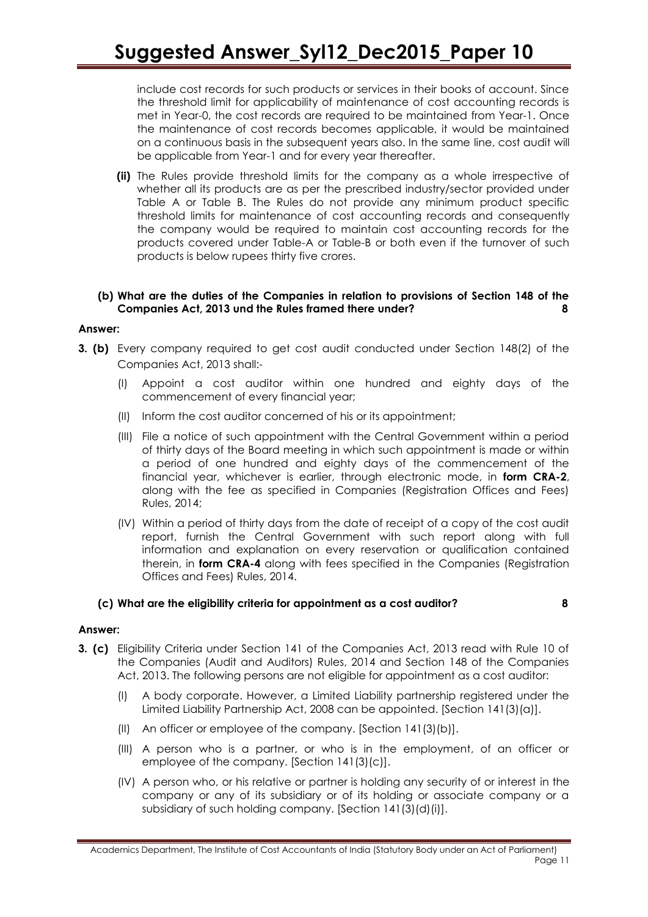include cost records for such products or services in their books of account. Since the threshold limit for applicability of maintenance of cost accounting records is met in Year-0, the cost records are required to be maintained from Year-1. Once the maintenance of cost records becomes applicable, it would be maintained on a continuous basis in the subsequent years also. In the same line, cost audit will be applicable from Year-1 and for every year thereafter.

**(ii)** The Rules provide threshold limits for the company as a whole irrespective of whether all its products are as per the prescribed industry/sector provided under Table A or Table B. The Rules do not provide any minimum product specific threshold limits for maintenance of cost accounting records and consequently the company would be required to maintain cost accounting records for the products covered under Table-A or Table-B or both even if the turnover of such products is below rupees thirty five crores.

**(b) What are the duties of the Companies in relation to provisions of Section 148 of the Companies Act, 2013 und the Rules framed there under? 8**

**Answer:**

**3. (b)** Every company required to get cost audit conducted under Section 148(2) of the Companies Act, 2013 shall:-

(I) Appoint a cost auditor within one hundred and eighty days of the commencement of every financial year;

(II) Inform the cost auditor concerned of his or its appointment;

(III) File a notice of such appointment with the Central Government within a period of thirty days of the Board meeting in which such appointment is made or within a period of one hundred and eighty days of the commencement of the financial year, whichever is earlier, through electronic mode, in **form CRA-2**, along with the fee as specified in Companies (Registration Offices and Fees) Rules, 2014;

(IV) Within a period of thirty days from the date of receipt of a copy of the cost audit report, furnish the Central Government with such report along with full information and explanation on every reservation or qualification contained therein, in **form CRA-4** along with fees specified in the Companies (Registration Offices and Fees) Rules, 2014.

**(c) What are the eligibility criteria for appointment as a cost auditor? 8**

**Answer:**

**3. (c)** Eligibility Criteria under Section 141 of the Companies Act, 2013 read with Rule 10 of the Companies (Audit and Auditors) Rules, 2014 and Section 148 of the Companies Act, 2013. The following persons are not eligible for appointment as a cost auditor:

(I) A body corporate. However, a Limited Liability partnership registered under the Limited Liability Partnership Act, 2008 can be appointed. [Section 141(3)(a)].

(II) An officer or employee of the company. [Section 141(3)(b)].

(III) A person who is a partner, or who is in the employment, of an officer or employee of the company. [Section 141(3)(c)].

(IV) A person who, or his relative or partner is holding any security of or interest in the company or any of its subsidiary or of its holding or associate company or a subsidiary of such holding company. [Section 141(3)(d)(i)].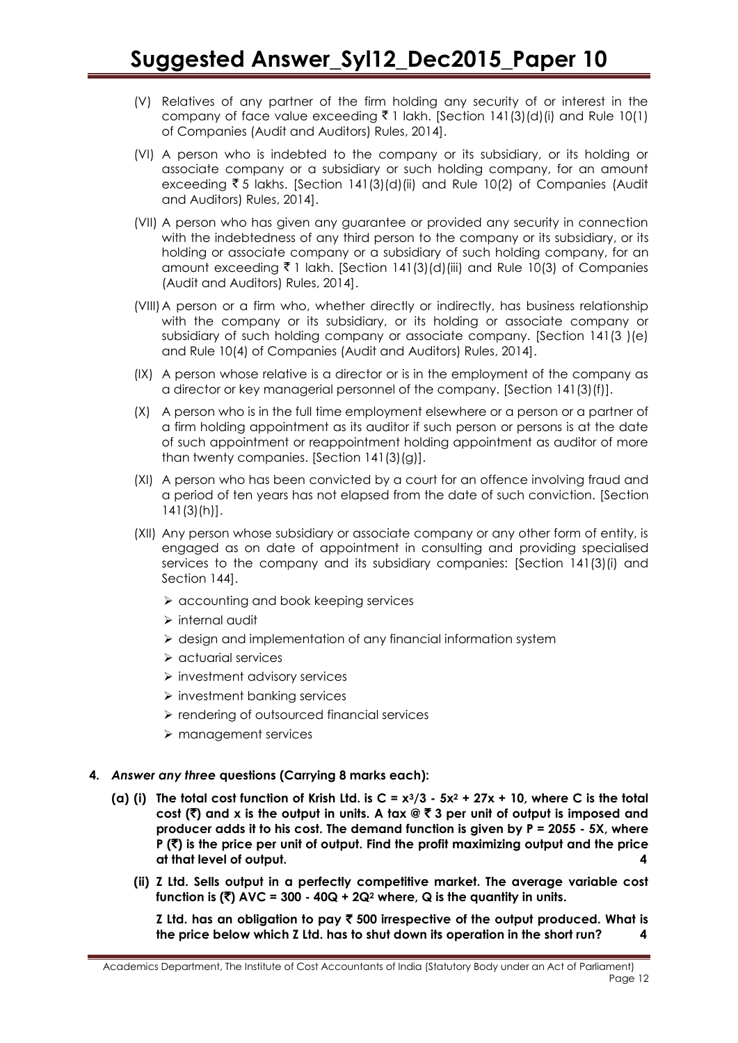(V) Relatives of any partner of the firm holding any security of or interest in the company of face value exceeding ₹ 1 lakh. [Section 141(3)(d)(i) and Rule 10(1) of Companies (Audit and Auditors) Rules, 2014].

(VI) A person who is indebted to the company or its subsidiary, or its holding or associate company or a subsidiary or such holding company, for an amount exceeding ₹ 5 lakhs. [Section 141(3)(d)(ii) and Rule 10(2) of Companies (Audit and Auditors) Rules, 2014].

(VII) A person who has given any guarantee or provided any security in connection with the indebtedness of any third person to the company or its subsidiary, or its holding or associate company or a subsidiary of such holding company, for an amount exceeding ₹ 1 lakh. [Section 141(3)(d)(iii) and Rule 10(3) of Companies (Audit and Auditors) Rules, 2014].

(VIII) A person or a firm who, whether directly or indirectly, has business relationship with the company or its subsidiary, or its holding or associate company or subsidiary of such holding company or associate company. [Section 141(3 )(e) and Rule 10(4) of Companies (Audit and Auditors) Rules, 2014].

(IX) A person whose relative is a director or is in the employment of the company as a director or key managerial personnel of the company. [Section 141(3)(f)].

(X) A person who is in the full time employment elsewhere or a person or a partner of a firm holding appointment as its auditor if such person or persons is at the date of such appointment or reappointment holding appointment as auditor of more than twenty companies. [Section 141(3)(g)].

(XI) A person who has been convicted by a court for an offence involving fraud and a period of ten years has not elapsed from the date of such conviction. [Section 141(3)(h)].

(XII) Any person whose subsidiary or associate company or any other form of entity, is engaged as on date of appointment in consulting and providing specialised services to the company and its subsidiary companies: [Section 141(3)(i) and Section 144].

- accounting and book keeping services
- internal audit
- design and implementation of any financial information system
- actuarial services
- investment advisory services
- investment banking services
- rendering of outsourced financial services
- management services

**4.** ***Answer any three*** **questions (Carrying 8 marks each):**

**(a) (i) The total cost function of Krish Ltd. is $C = x^3/3 - 5x^2 + 27x + 10$, where C is the total cost (₹) and x is the output in units. A tax @ ₹ 3 per unit of output is imposed and producer adds it to his cost. The demand function is given by P = 2055 - 5X, where P (₹) is the price per unit of output. Find the profit maximizing output and the price at that level of output. 4**

**(ii) Z Ltd. Sells output in a perfectly competitive market. The average variable cost function is (₹) $AVC = 300 - 40Q + 2Q^2$ where, Q is the quantity in units.**

**Z Ltd. has an obligation to pay ₹ 500 irrespective of the output produced. What is the price below which Z Ltd. has to shut down its operation in the short run? 4**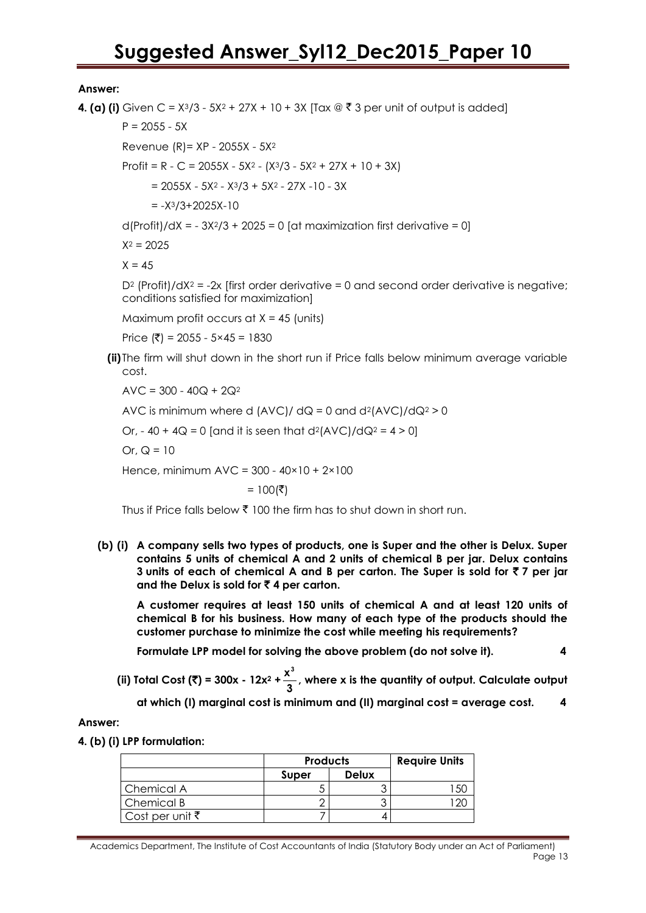**Answer:**

**4. (a) (i)** Given $C = X^3/3 - 5X^2 + 27X + 10 + 3X$ [Tax @ ₹ 3 per unit of output is added]

$P = 2055 - 5X$

Revenue (R)= $XP - 2055X - 5X^2$

Profit = $R - C = 2055X - 5X^2 - (X^3/3 - 5X^2 + 27X + 10 + 3X)$

$= 2055X - 5X^2 - X^3/3 + 5X^2 - 27X - 10 - 3X$

$= -X^3/3 + 2025X - 10$

$d(\text{Profit})/dX = -3X^2/3 + 2025 = 0$ [at maximization first derivative = 0]

$X^2 = 2025$

$X = 45$

$D^2 (\text{Profit})/dX^2 = -2x$ [first order derivative = 0 and second order derivative is negative; conditions satisfied for maximization]

Maximum profit occurs at X = 45 (units)

Price (₹) = 2055 - 5×45 = 1830

**(ii)** The firm will shut down in the short run if Price falls below minimum average variable cost.

$AVC = 300 - 40Q + 2Q^2$

AVC is minimum where $d(AVC)/dQ = 0$ and $d^2(AVC)/dQ^2 > 0$

Or, $-40 + 4Q = 0$ [and it is seen that $d^2(AVC)/dQ^2 = 4 > 0$]

Or, $Q = 10$

Hence, minimum AVC = 300 - 40×10 + 2×100

= 100(₹)

Thus if Price falls below ₹ 100 the firm has to shut down in short run.

**(b) (i) A company sells two types of products, one is Super and the other is Delux. Super contains 5 units of chemical A and 2 units of chemical B per jar. Delux contains 3 units of each of chemical A and B per carton. The Super is sold for ₹ 7 per jar and the Delux is sold for ₹ 4 per carton.**

**A customer requires at least 150 units of chemical A and at least 120 units of chemical B for his business. How many of each type of the products should the customer purchase to minimize the cost while meeting his requirements?**

**Formulate LPP model for solving the above problem (do not solve it). 4**

**(ii) Total Cost (₹) = $300x - 12x^2 + \frac{x^3}{3}$, where x is the quantity of output. Calculate output at which (I) marginal cost is minimum and (II) marginal cost = average cost. 4**

**Answer:**

**4. (b) (i) LPP formulation:**

| | **Products** | | **Require Units** |
|---|---|---|---|
| | **Super** | **Delux** | |
| Chemical A | 5 | 3 | 150 |
| Chemical B | 2 | 3 | 120 |
| Cost per unit ₹ | 7 | 4 | |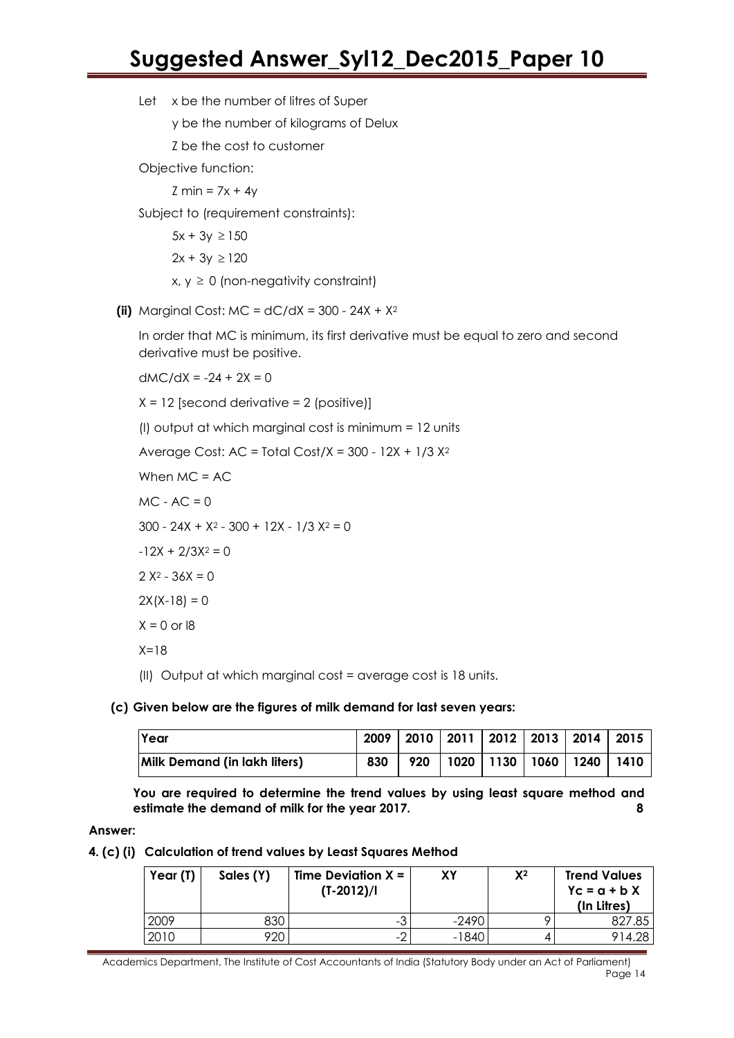Let x be the number of litres of Super

y be the number of kilograms of Delux

Z be the cost to customer

Objective function:

$Z \text{ min} = 7x + 4y$

Subject to (requirement constraints):

$5x + 3y \geq 150$

$2x + 3y \geq 120$

$x, y \geq 0$ (non-negativity constraint)

**(ii)** Marginal Cost: $MC = dC/dX = 300 - 24X + X^2$

In order that MC is minimum, its first derivative must be equal to zero and second derivative must be positive.

$dMC/dX = -24 + 2X = 0$

$X = 12$ [second derivative = 2 (positive)]

(I) output at which marginal cost is minimum = 12 units

Average Cost: $AC = \text{Total Cost}/X = 300 - 12X + 1/3\, X^2$

When MC = AC

$MC - AC = 0$

$300 - 24X + X^2 - 300 + 12X - 1/3\, X^2 = 0$

$-12X + 2/3X^2 = 0$

$2\, X^2 - 36X = 0$

$2X(X-18) = 0$

$X = 0$ or 18

$X=18$

(II) Output at which marginal cost = average cost is 18 units.

**(c) Given below are the figures of milk demand for last seven years:**

| Year | 2009 | 2010 | 2011 | 2012 | 2013 | 2014 | 2015 |
|---|---|---|---|---|---|---|---|
| Milk Demand (in lakh liters) | 830 | 920 | 1020 | 1130 | 1060 | 1240 | 1410 |

**You are required to determine the trend values by using least square method and estimate the demand of milk for the year 2017. 8**

**Answer:**

**4. (c) (i) Calculation of trend values by Least Squares Method**

| Year (T) | Sales (Y) | Time Deviation X = (T-2012)/I | XY | $X^2$ | Trend Values Yc = a + b X (In Litres) |
|---|---|---|---|---|---|
| 2009 | 830 | -3 | -2490 | 9 | 827.85 |
| 2010 | 920 | -2 | -1840 | 4 | 914.28 |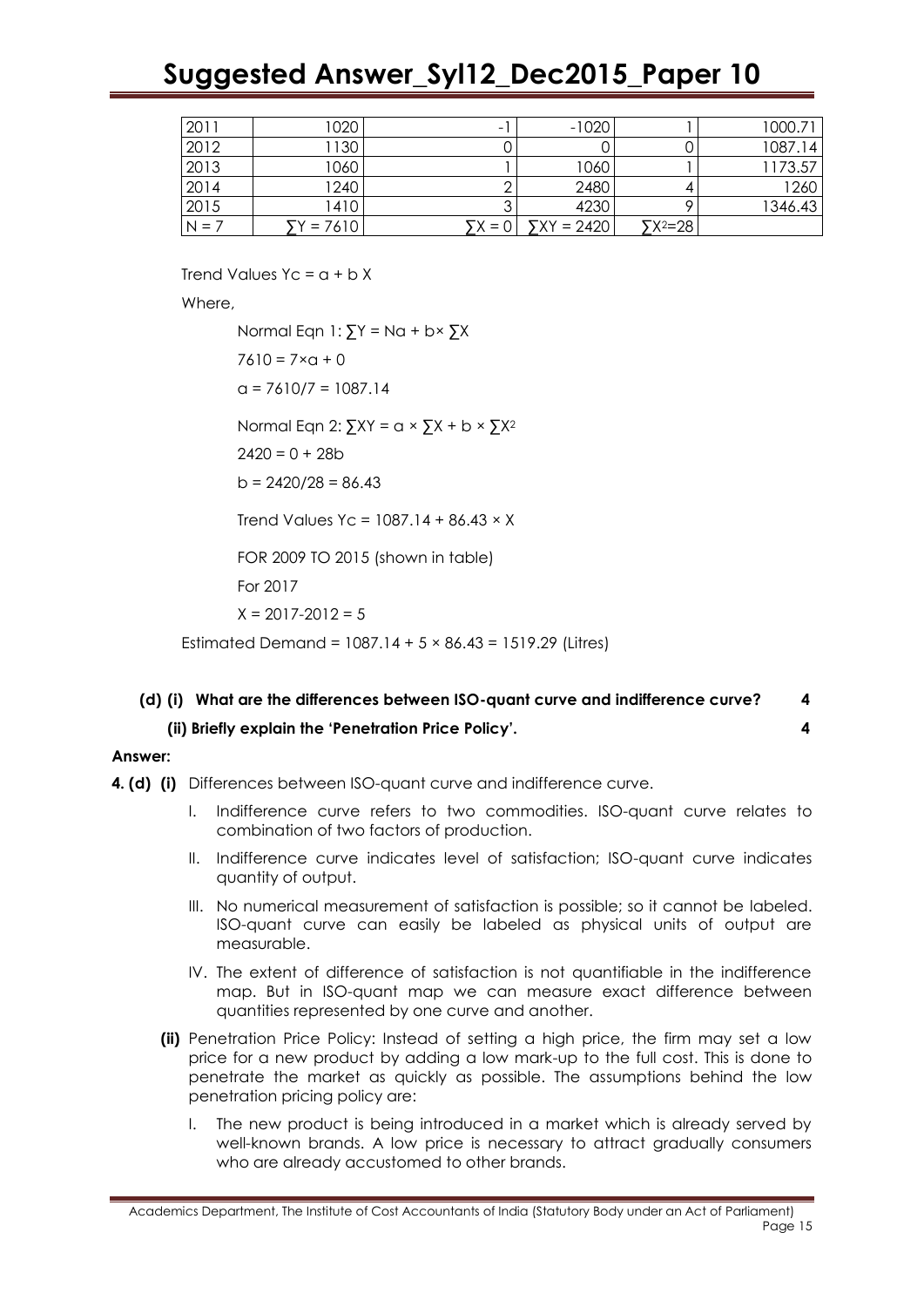| | | | | | |
|---|---|---|---|---|---|
| 2011 | 1020 | -1 | -1020 | 1 | 1000.71 |
| 2012 | 1130 | 0 | 0 | 0 | 1087.14 |
| 2013 | 1060 | 1 | 1060 | 1 | 1173.57 |
| 2014 | 1240 | 2 | 2480 | 4 | 1260 |
| 2015 | 1410 | 3 | 4230 | 9 | 1346.43 |
| N = 7 | ∑Y = 7610 | ∑X = 0 | ∑XY = 2420 | $\sum X^2=28$ | |

Trend Values Yc = a + b X

Where,

Normal Eqn 1: ∑Y = Na + b× ∑X

7610 = 7×a + 0

a = 7610/7 = 1087.14

Normal Eqn 2: ∑XY = a × ∑X + b × $\sum X^2$

2420 = 0 + 28b

b = 2420/28 = 86.43

Trend Values Yc = 1087.14 + 86.43 × X

FOR 2009 TO 2015 (shown in table)

For 2017

X = 2017-2012 = 5

Estimated Demand = 1087.14 + 5 × 86.43 = 1519.29 (Litres)

**(d) (i) What are the differences between ISO-quant curve and indifference curve? 4**

**(ii) Briefly explain the 'Penetration Price Policy'. 4**

**Answer:**

**4. (d) (i)** Differences between ISO-quant curve and indifference curve.

I. Indifference curve refers to two commodities. ISO-quant curve relates to combination of two factors of production.

II. Indifference curve indicates level of satisfaction; ISO-quant curve indicates quantity of output.

III. No numerical measurement of satisfaction is possible; so it cannot be labeled. ISO-quant curve can easily be labeled as physical units of output are measurable.

IV. The extent of difference of satisfaction is not quantifiable in the indifference map. But in ISO-quant map we can measure exact difference between quantities represented by one curve and another.

**(ii)** Penetration Price Policy: Instead of setting a high price, the firm may set a low price for a new product by adding a low mark-up to the full cost. This is done to penetrate the market as quickly as possible. The assumptions behind the low penetration pricing policy are:

I. The new product is being introduced in a market which is already served by well-known brands. A low price is necessary to attract gradually consumers who are already accustomed to other brands.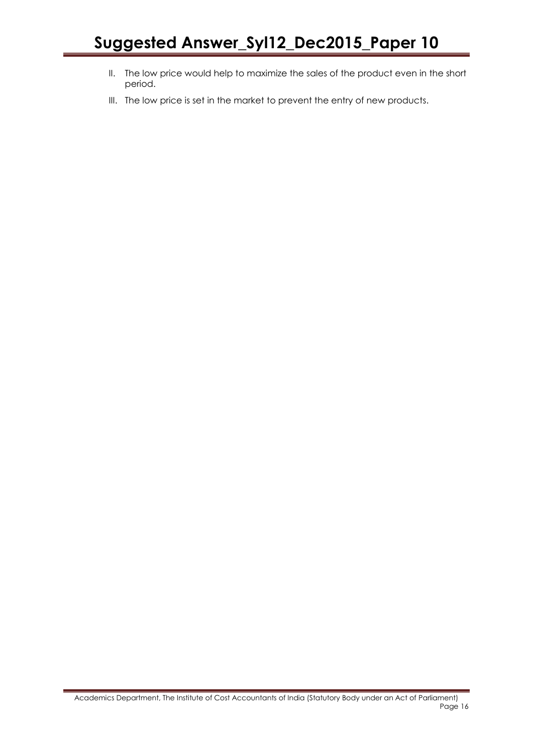II. The low price would help to maximize the sales of the product even in the short period.

III. The low price is set in the market to prevent the entry of new products.